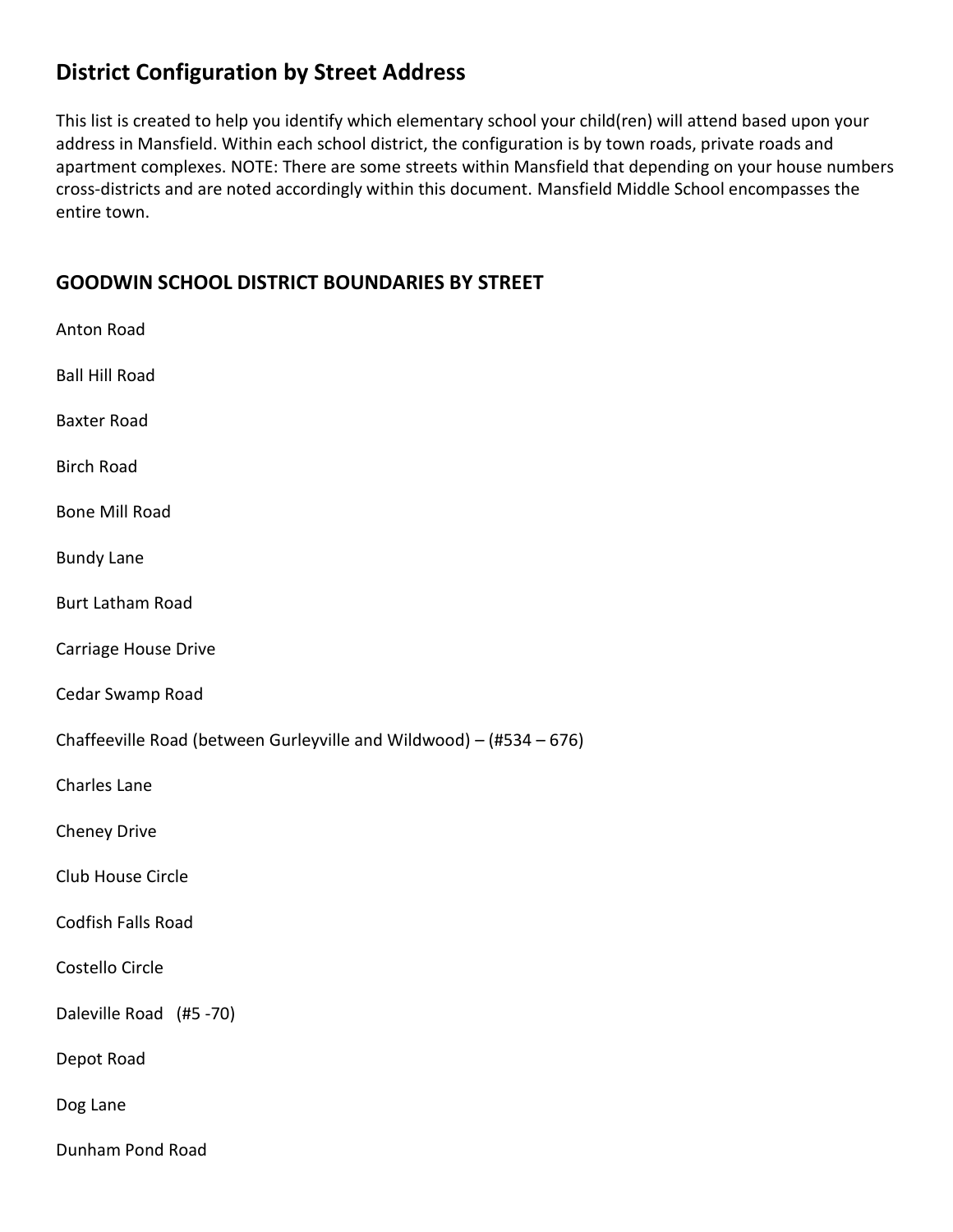# District Configuration by Street Address

This list is created to help you identify which elementary school your child(ren) will attend based upon your address in Mansfield. Within each school district, the configuration is by town roads, private roads and apartment complexes. NOTE: There are some streets within Mansfield that depending on your house numbers cross-districts and are noted accordingly within this document. Mansfield Middle School encompasses the entire town.

## GOODWIN SCHOOL DISTRICT BOUNDARIES BY STREET

Anton Road

Ball Hill Road

Baxter Road

Birch Road

Bone Mill Road

Bundy Lane

Burt Latham Road

Carriage House Drive

Cedar Swamp Road

Chaffeeville Road (between Gurleyville and Wildwood) – (#534 – 676)

Charles Lane

Cheney Drive

Club House Circle

Codfish Falls Road

Costello Circle

Daleville Road (#5 -70)

Depot Road

Dog Lane

Dunham Pond Road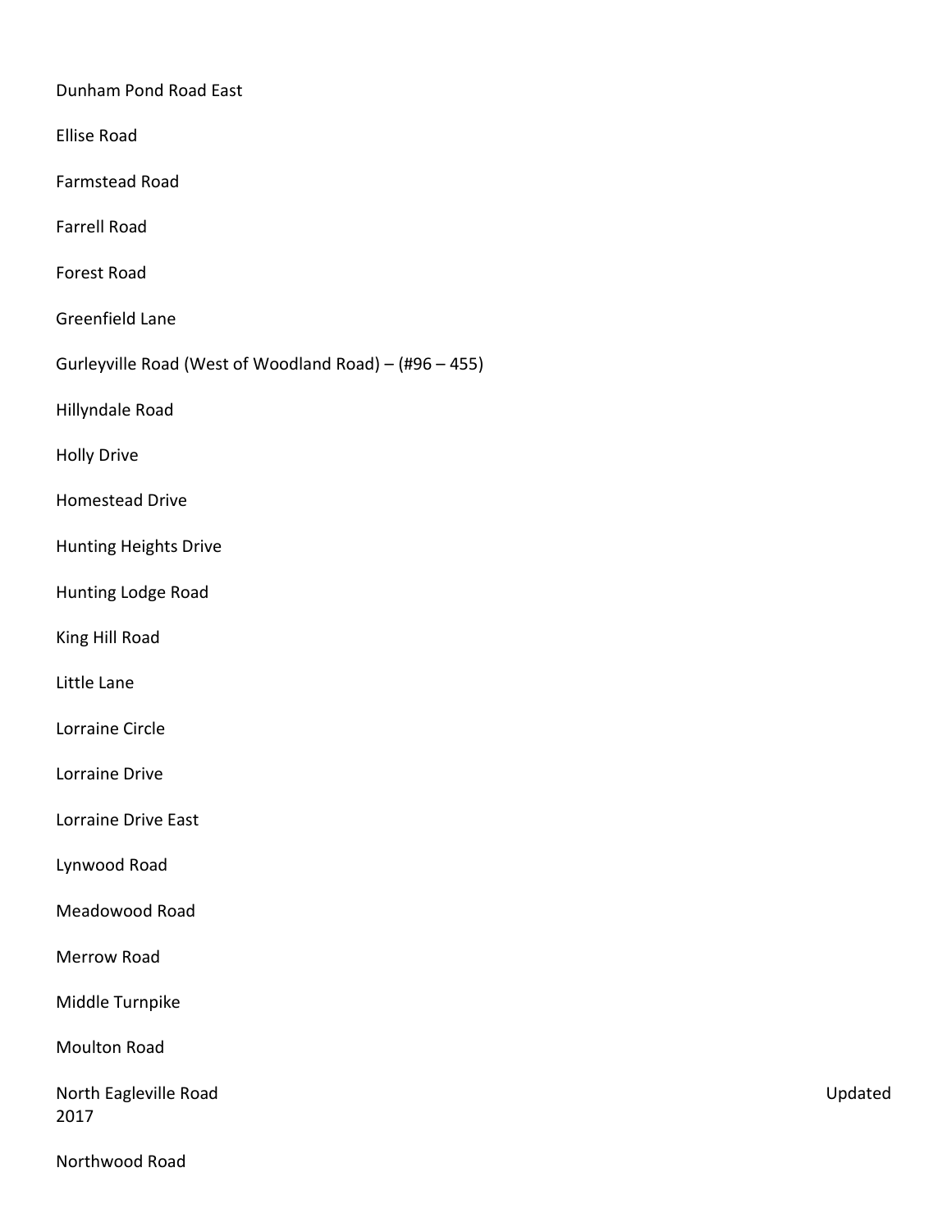Dunham Pond Road East

Ellise Road

Farmstead Road

Farrell Road

Forest Road

Greenfield Lane

Gurleyville Road (West of Woodland Road) – (#96 – 455)

Hillyndale Road

Holly Drive

Homestead Drive

Hunting Heights Drive

Hunting Lodge Road

King Hill Road

Little Lane

Lorraine Circle

Lorraine Drive

Lorraine Drive East

Lynwood Road

Meadowood Road

Merrow Road

Middle Turnpike

Moulton Road

North Eagleville Road

Northwood Road

Updated 2017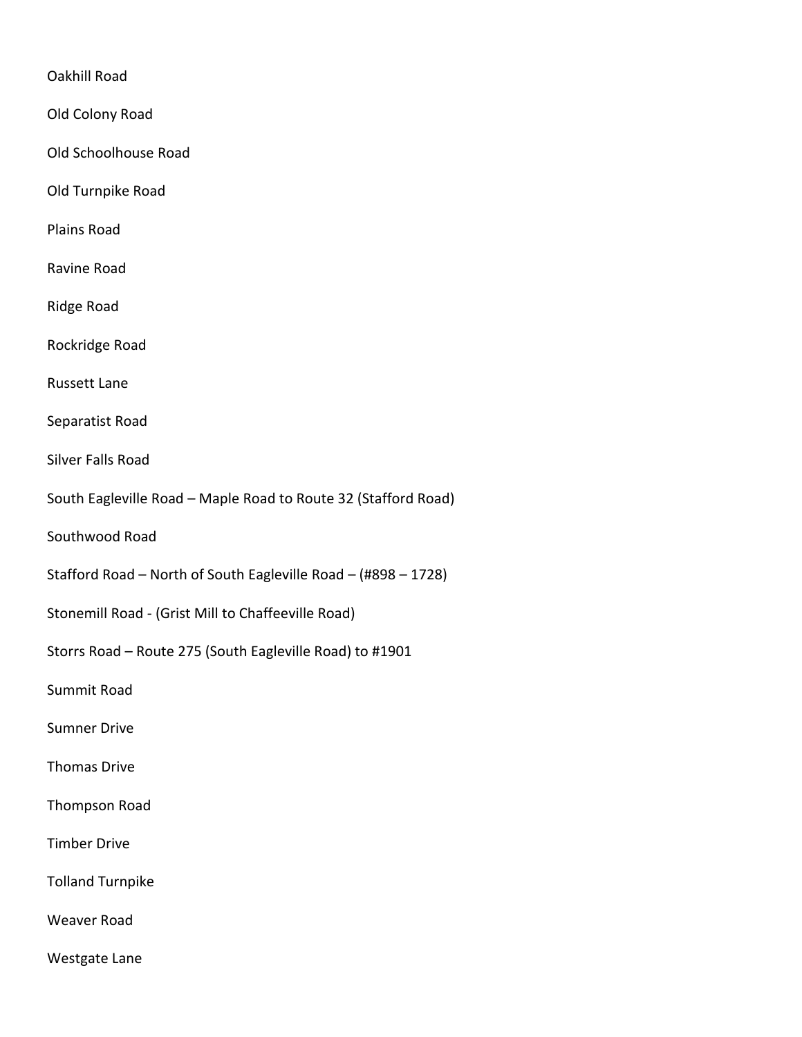Oakhill Road

Old Colony Road

Old Schoolhouse Road

Old Turnpike Road

Plains Road

Ravine Road

Ridge Road

Rockridge Road

Russett Lane

Separatist Road

Silver Falls Road

South Eagleville Road – Maple Road to Route 32 (Stafford Road)

Southwood Road

Stafford Road – North of South Eagleville Road – (#898 – 1728)

Stonemill Road - (Grist Mill to Chaffeeville Road)

Storrs Road – Route 275 (South Eagleville Road) to #1901

Summit Road

Sumner Drive

Thomas Drive

Thompson Road

Timber Drive

Tolland Turnpike

Weaver Road

Westgate Lane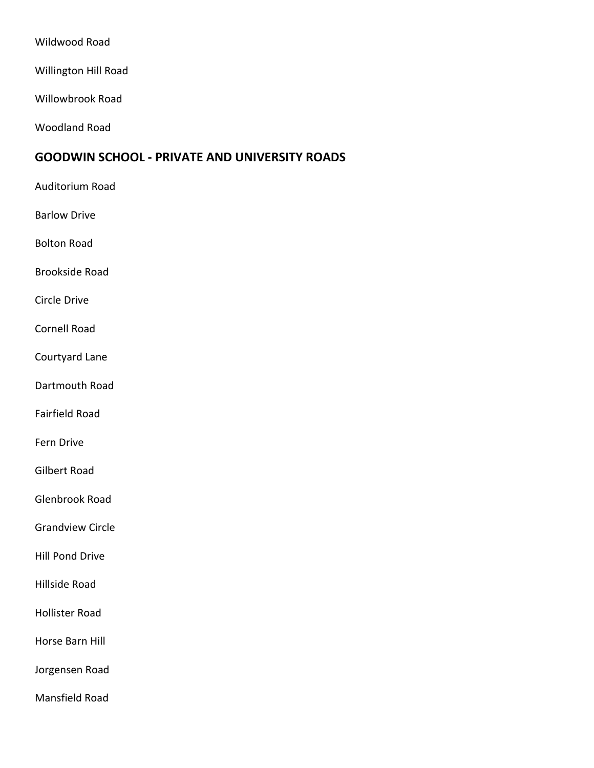Wildwood Road

Willington Hill Road

Willowbrook Road

Woodland Road

## GOODWIN SCHOOL - PRIVATE AND UNIVERSITY ROADS

Auditorium Road

Barlow Drive

Bolton Road

Brookside Road

Circle Drive

Cornell Road

Courtyard Lane

Dartmouth Road

Fairfield Road

Fern Drive

Gilbert Road

Glenbrook Road

Grandview Circle

Hill Pond Drive

Hillside Road

Hollister Road

Horse Barn Hill

Jorgensen Road

Mansfield Road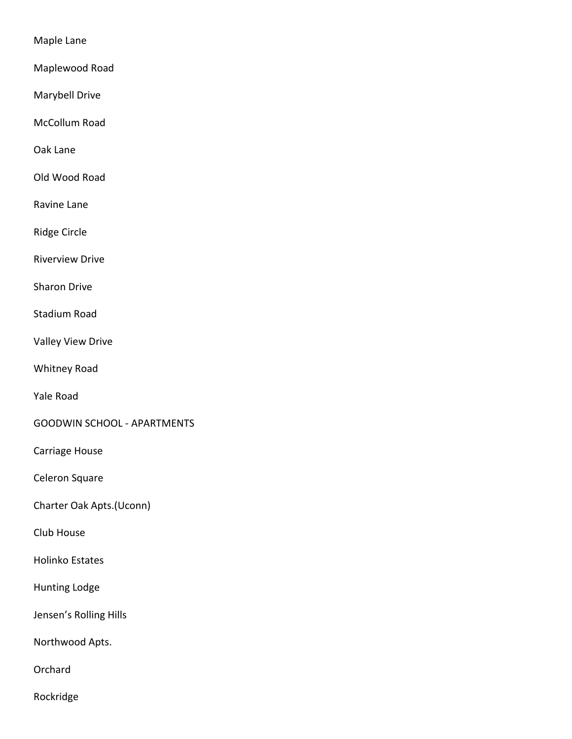Maple Lane

Maplewood Road

Marybell Drive

McCollum Road

Oak Lane

Old Wood Road

Ravine Lane

Ridge Circle

Riverview Drive

Sharon Drive

Stadium Road

Valley View Drive

Whitney Road

Yale Road

GOODWIN SCHOOL - APARTMENTS

Carriage House

Celeron Square

Charter Oak Apts.(Uconn)

Club House

Holinko Estates

Hunting Lodge

Jensen's Rolling Hills

Northwood Apts.

Orchard

Rockridge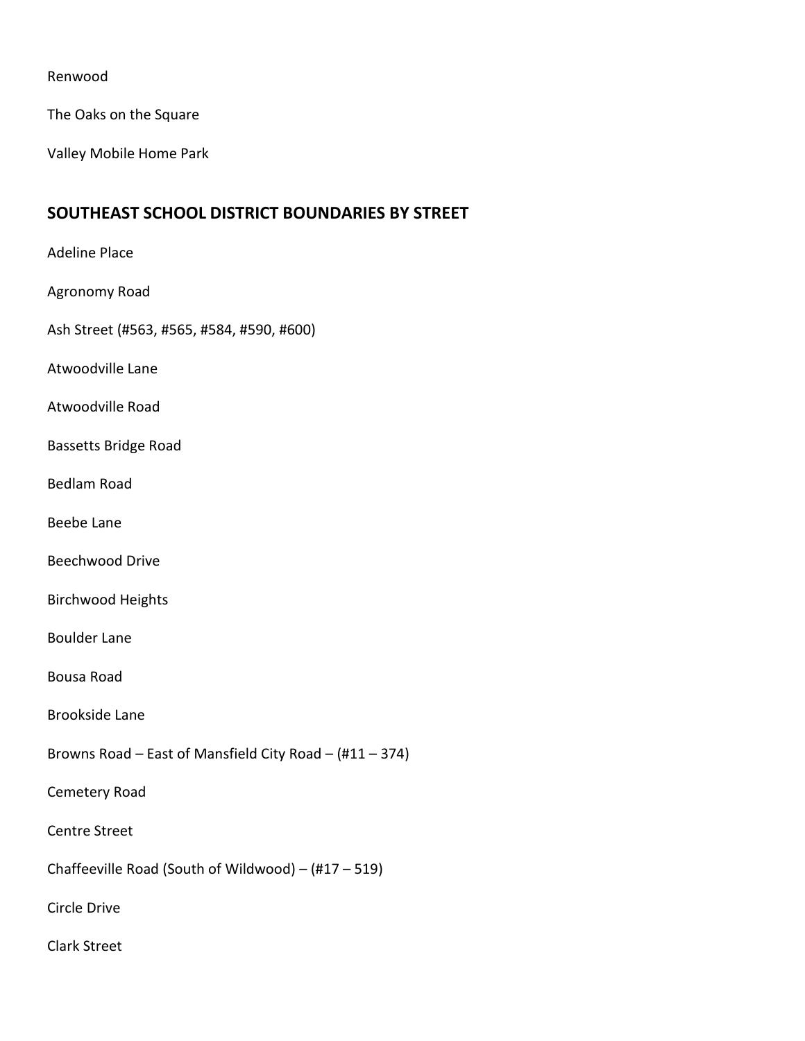Renwood

The Oaks on the Square

Valley Mobile Home Park

## SOUTHEAST SCHOOL DISTRICT BOUNDARIES BY STREET

Adeline Place

Agronomy Road

Ash Street (#563, #565, #584, #590, #600)

Atwoodville Lane

Atwoodville Road

Bassetts Bridge Road

Bedlam Road

Beebe Lane

Beechwood Drive

Birchwood Heights

Boulder Lane

Bousa Road

Brookside Lane

Browns Road – East of Mansfield City Road – (#11 – 374)

Cemetery Road

Centre Street

Chaffeeville Road (South of Wildwood) – (#17 – 519)

Circle Drive

Clark Street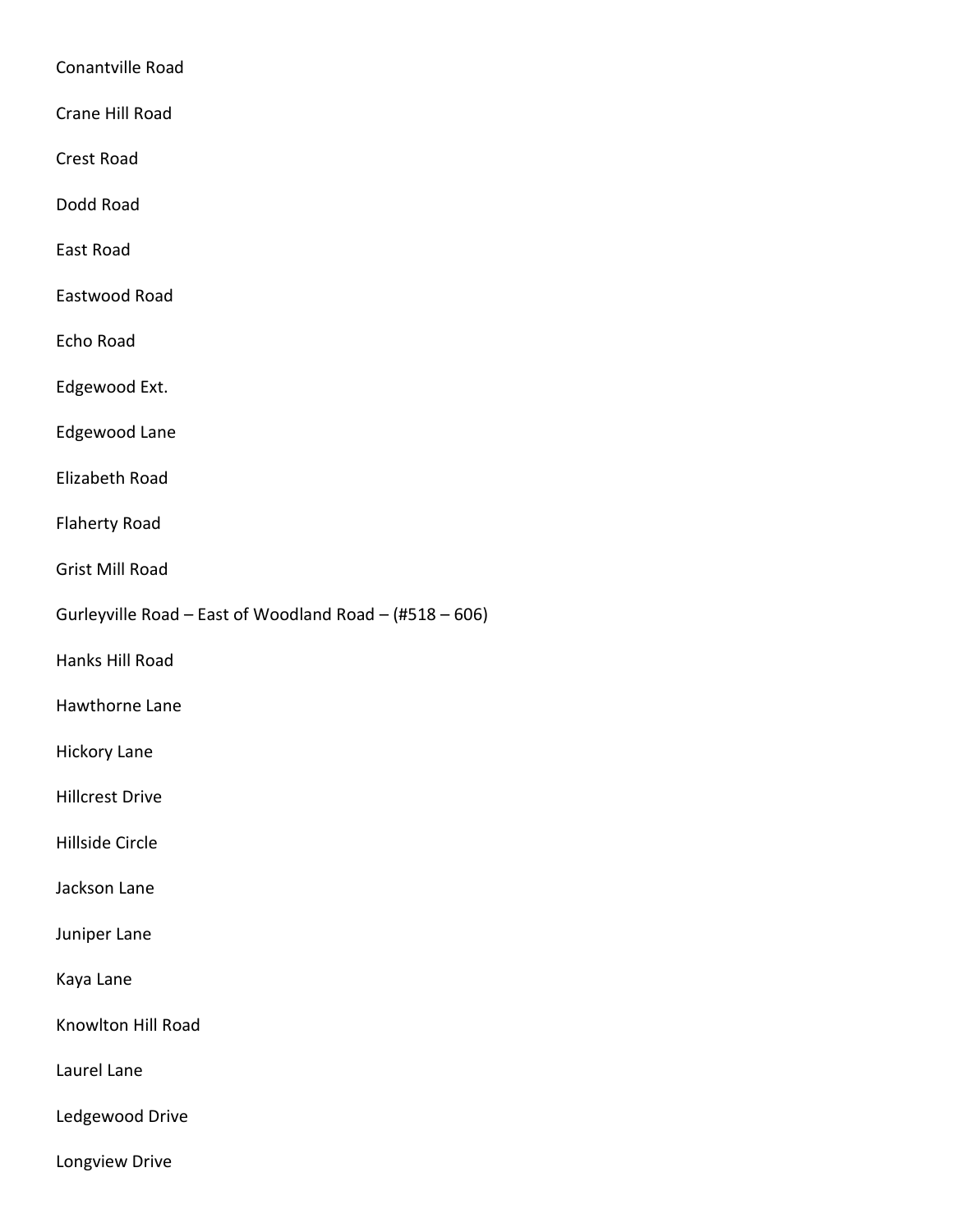Conantville Road

Crane Hill Road

Crest Road

Dodd Road

East Road

Eastwood Road

Echo Road

Edgewood Ext.

Edgewood Lane

Elizabeth Road

Flaherty Road

Grist Mill Road

Gurleyville Road – East of Woodland Road – (#518 – 606)

Hanks Hill Road

Hawthorne Lane

Hickory Lane

Hillcrest Drive

Hillside Circle

Jackson Lane

Juniper Lane

Kaya Lane

Knowlton Hill Road

Laurel Lane

Ledgewood Drive

Longview Drive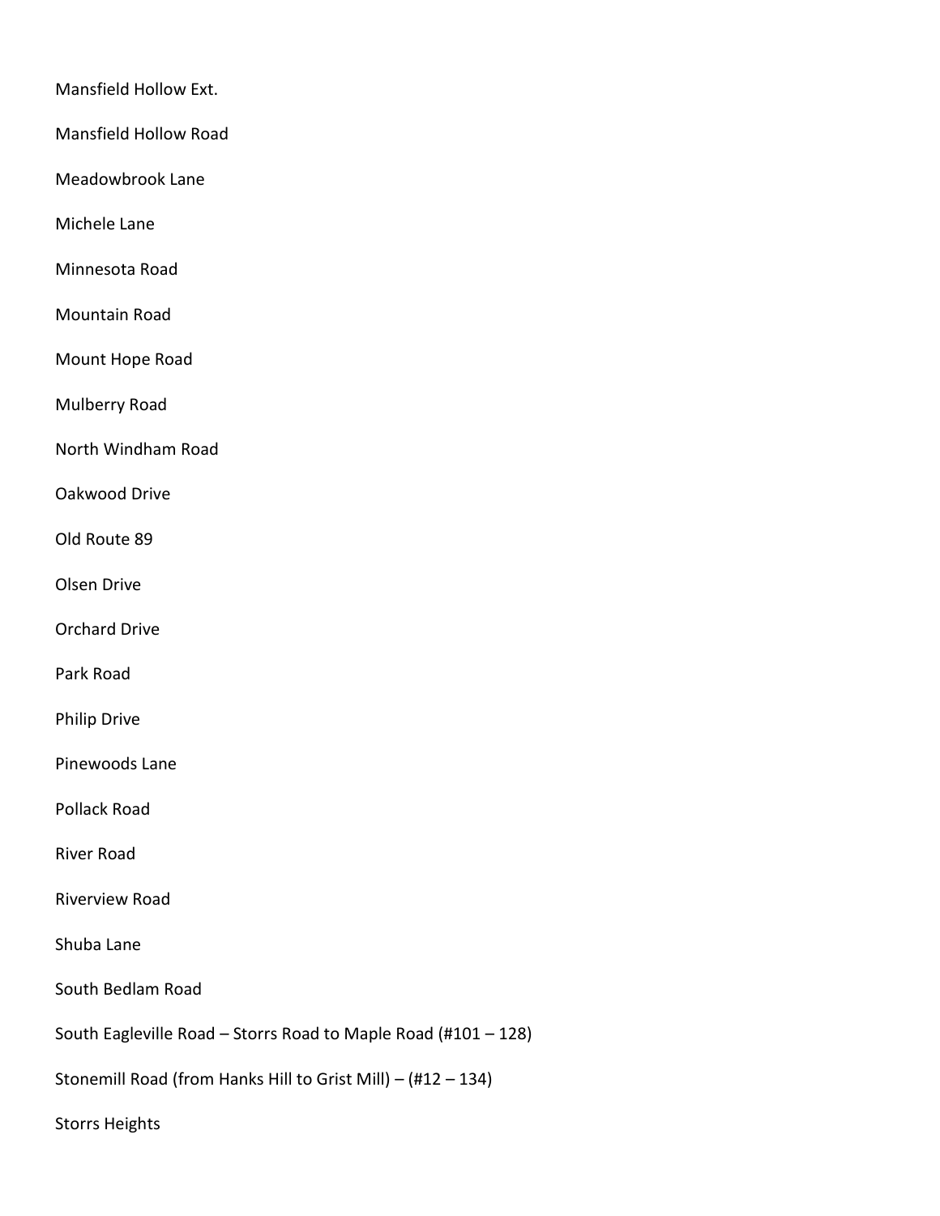Mansfield Hollow Ext.

Mansfield Hollow Road

Meadowbrook Lane

Michele Lane

Minnesota Road

Mountain Road

Mount Hope Road

Mulberry Road

North Windham Road

Oakwood Drive

Old Route 89

Olsen Drive

Orchard Drive

Park Road

Philip Drive

Pinewoods Lane

Pollack Road

River Road

Riverview Road

Shuba Lane

South Bedlam Road

South Eagleville Road – Storrs Road to Maple Road (#101 – 128)

Stonemill Road (from Hanks Hill to Grist Mill) – (#12 – 134)

Storrs Heights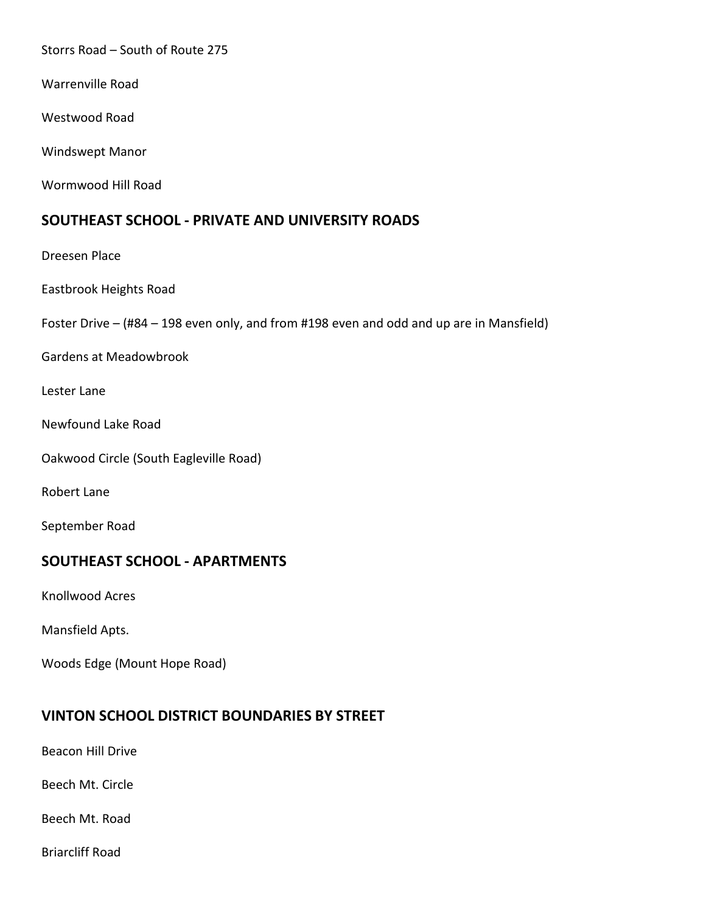Storrs Road – South of Route 275

Warrenville Road

Westwood Road

Windswept Manor

Wormwood Hill Road

## SOUTHEAST SCHOOL - PRIVATE AND UNIVERSITY ROADS

Dreesen Place

Eastbrook Heights Road

Foster Drive – (#84 – 198 even only, and from #198 even and odd and up are in Mansfield)

Gardens at Meadowbrook

Lester Lane

Newfound Lake Road

Oakwood Circle (South Eagleville Road)

Robert Lane

September Road

## SOUTHEAST SCHOOL - APARTMENTS

Knollwood Acres

Mansfield Apts.

Woods Edge (Mount Hope Road)

## VINTON SCHOOL DISTRICT BOUNDARIES BY STREET

Beacon Hill Drive

Beech Mt. Circle

Beech Mt. Road

Briarcliff Road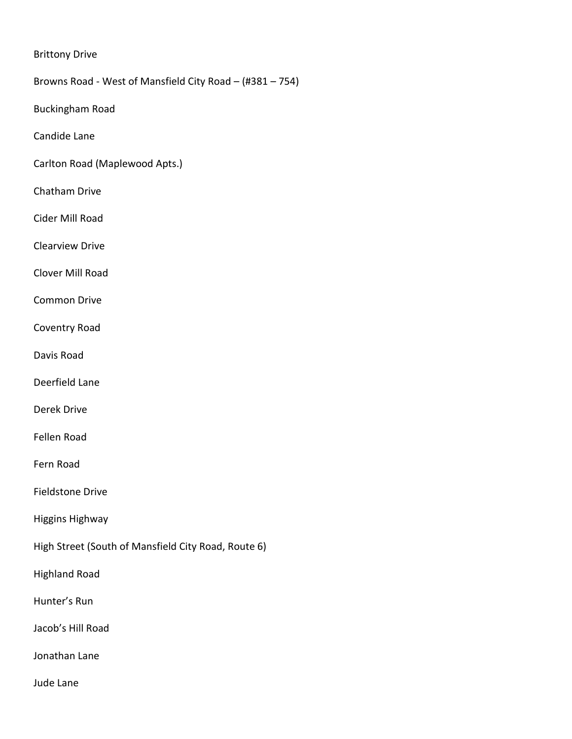Brittony Drive

Browns Road - West of Mansfield City Road – (#381 – 754)

Buckingham Road

Candide Lane

Carlton Road (Maplewood Apts.)

Chatham Drive

Cider Mill Road

Clearview Drive

Clover Mill Road

Common Drive

Coventry Road

Davis Road

Deerfield Lane

Derek Drive

Fellen Road

Fern Road

Fieldstone Drive

Higgins Highway

High Street (South of Mansfield City Road, Route 6)

Highland Road

Hunter's Run

Jacob's Hill Road

Jonathan Lane

Jude Lane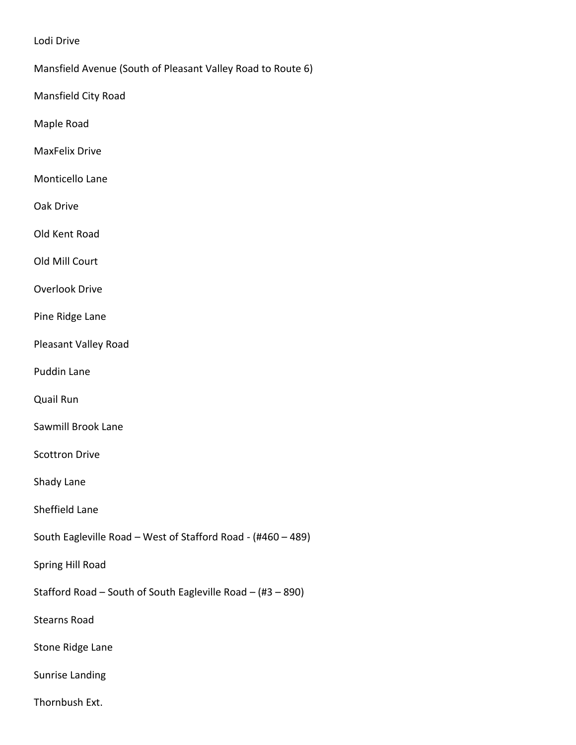Lodi Drive

Mansfield Avenue (South of Pleasant Valley Road to Route 6)

Mansfield City Road

Maple Road

MaxFelix Drive

Monticello Lane

Oak Drive

Old Kent Road

Old Mill Court

Overlook Drive

Pine Ridge Lane

Pleasant Valley Road

Puddin Lane

Quail Run

Sawmill Brook Lane

Scottron Drive

Shady Lane

Sheffield Lane

South Eagleville Road – West of Stafford Road - (#460 – 489)

Spring Hill Road

Stafford Road – South of South Eagleville Road – (#3 – 890)

Stearns Road

Stone Ridge Lane

Sunrise Landing

Thornbush Ext.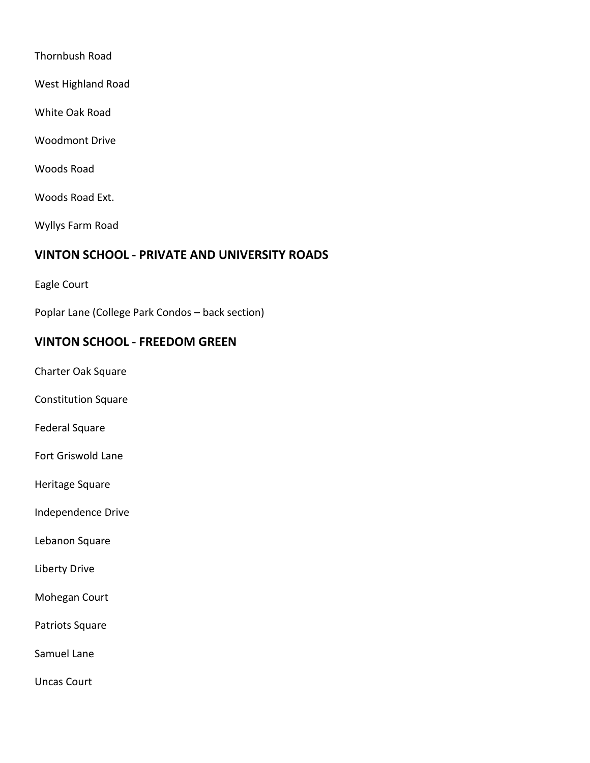Thornbush Road

West Highland Road

White Oak Road

Woodmont Drive

Woods Road

Woods Road Ext.

Wyllys Farm Road

## VINTON SCHOOL - PRIVATE AND UNIVERSITY ROADS

Eagle Court

Poplar Lane (College Park Condos – back section)

## VINTON SCHOOL - FREEDOM GREEN

Charter Oak Square

Constitution Square

Federal Square

Fort Griswold Lane

Heritage Square

Independence Drive

Lebanon Square

Liberty Drive

Mohegan Court

Patriots Square

Samuel Lane

Uncas Court